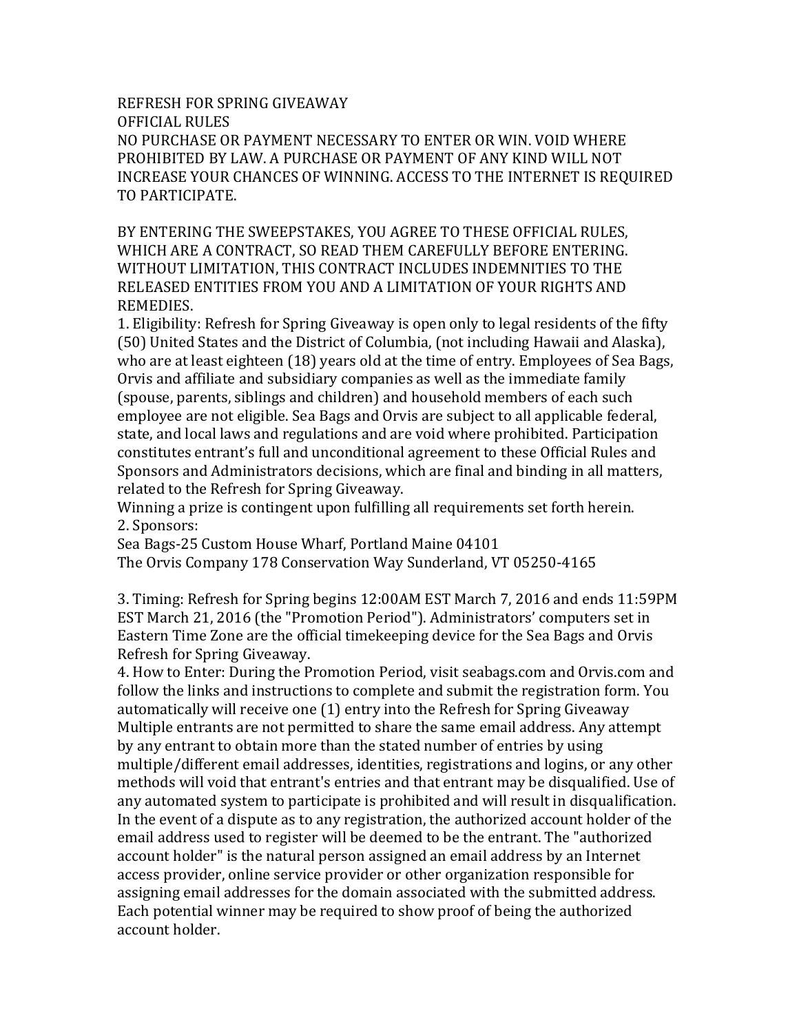# REFRESH FOR SPRING GIVEAWAY

## OFFICIAL RULES

NO PURCHASE OR PAYMENT NECESSARY TO ENTER OR WIN. VOID WHERE PROHIBITED BY LAW. A PURCHASE OR PAYMENT OF ANY KIND WILL NOT INCREASE YOUR CHANCES OF WINNING. ACCESS TO THE INTERNET IS REQUIRED TO PARTICIPATE.

BY ENTERING THE SWEEPSTAKES, YOU AGREE TO THESE OFFICIAL RULES, WHICH ARE A CONTRACT, SO READ THEM CAREFULLY BEFORE ENTERING. WITHOUT LIMITATION, THIS CONTRACT INCLUDES INDEMNITIES TO THE RELEASED ENTITIES FROM YOU AND A LIMITATION OF YOUR RIGHTS AND REMEDIES.

1. Eligibility: Refresh for Spring Giveaway is open only to legal residents of the fifty (50) United States and the District of Columbia, (not including Hawaii and Alaska), who are at least eighteen (18) years old at the time of entry. Employees of Sea Bags, Orvis and affiliate and subsidiary companies as well as the immediate family (spouse, parents, siblings and children) and household members of each such employee are not eligible. Sea Bags and Orvis are subject to all applicable federal, state, and local laws and regulations and are void where prohibited. Participation constitutes entrant's full and unconditional agreement to these Official Rules and Sponsors and Administrators decisions, which are final and binding in all matters, related to the Refresh for Spring Giveaway.
Winning a prize is contingent upon fulfilling all requirements set forth herein.

2. Sponsors:
Sea Bags-25 Custom House Wharf, Portland Maine 04101
The Orvis Company 178 Conservation Way Sunderland, VT 05250-4165

3. Timing: Refresh for Spring begins 12:00AM EST March 7, 2016 and ends 11:59PM EST March 21, 2016 (the "Promotion Period"). Administrators' computers set in Eastern Time Zone are the official timekeeping device for the Sea Bags and Orvis Refresh for Spring Giveaway.

4. How to Enter: During the Promotion Period, visit seabags.com and Orvis.com and follow the links and instructions to complete and submit the registration form. You automatically will receive one (1) entry into the Refresh for Spring Giveaway Multiple entrants are not permitted to share the same email address. Any attempt by any entrant to obtain more than the stated number of entries by using multiple/different email addresses, identities, registrations and logins, or any other methods will void that entrant's entries and that entrant may be disqualified. Use of any automated system to participate is prohibited and will result in disqualification. In the event of a dispute as to any registration, the authorized account holder of the email address used to register will be deemed to be the entrant. The "authorized account holder" is the natural person assigned an email address by an Internet access provider, online service provider or other organization responsible for assigning email addresses for the domain associated with the submitted address. Each potential winner may be required to show proof of being the authorized account holder.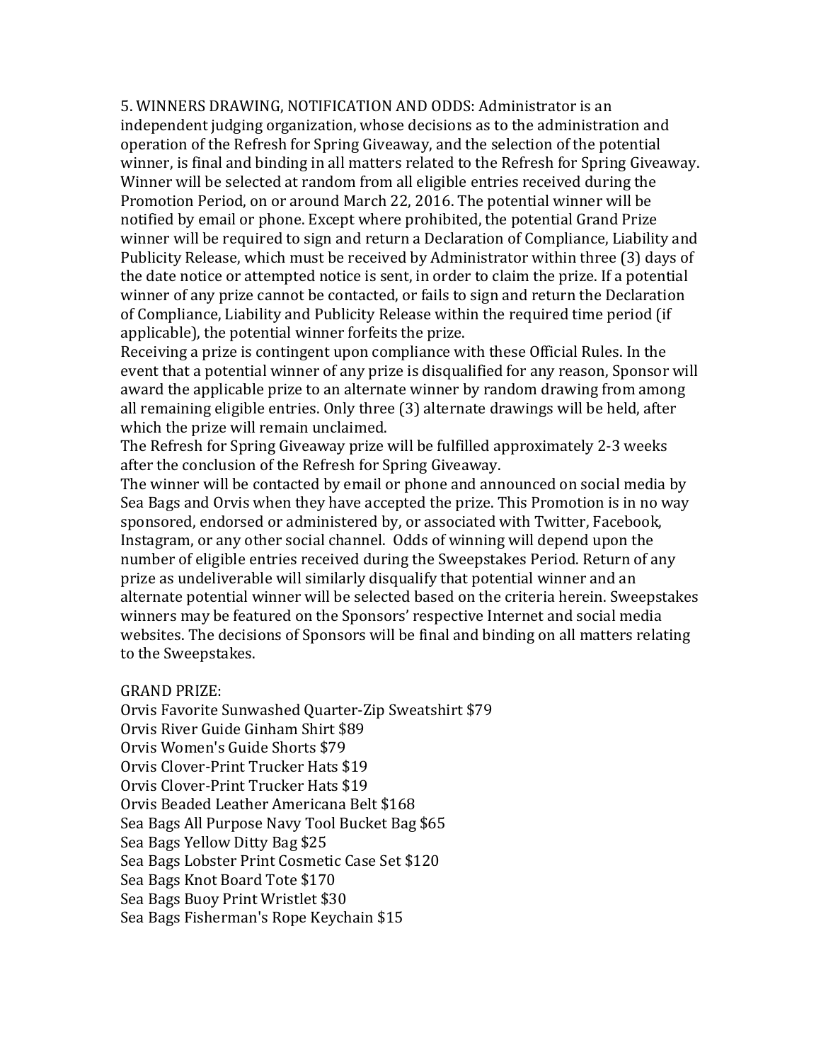5. WINNERS DRAWING, NOTIFICATION AND ODDS: Administrator is an independent judging organization, whose decisions as to the administration and operation of the Refresh for Spring Giveaway, and the selection of the potential winner, is final and binding in all matters related to the Refresh for Spring Giveaway. Winner will be selected at random from all eligible entries received during the Promotion Period, on or around March 22, 2016. The potential winner will be notified by email or phone. Except where prohibited, the potential Grand Prize winner will be required to sign and return a Declaration of Compliance, Liability and Publicity Release, which must be received by Administrator within three (3) days of the date notice or attempted notice is sent, in order to claim the prize. If a potential winner of any prize cannot be contacted, or fails to sign and return the Declaration of Compliance, Liability and Publicity Release within the required time period (if applicable), the potential winner forfeits the prize.

Receiving a prize is contingent upon compliance with these Official Rules. In the event that a potential winner of any prize is disqualified for any reason, Sponsor will award the applicable prize to an alternate winner by random drawing from among all remaining eligible entries. Only three (3) alternate drawings will be held, after which the prize will remain unclaimed.

The Refresh for Spring Giveaway prize will be fulfilled approximately 2-3 weeks after the conclusion of the Refresh for Spring Giveaway.

The winner will be contacted by email or phone and announced on social media by Sea Bags and Orvis when they have accepted the prize. This Promotion is in no way sponsored, endorsed or administered by, or associated with Twitter, Facebook, Instagram, or any other social channel. Odds of winning will depend upon the number of eligible entries received during the Sweepstakes Period. Return of any prize as undeliverable will similarly disqualify that potential winner and an alternate potential winner will be selected based on the criteria herein. Sweepstakes winners may be featured on the Sponsors' respective Internet and social media websites. The decisions of Sponsors will be final and binding on all matters relating to the Sweepstakes.

GRAND PRIZE:

Orvis Favorite Sunwashed Quarter-Zip Sweatshirt $79
Orvis River Guide Ginham Shirt $89
Orvis Women's Guide Shorts $79
Orvis Clover-Print Trucker Hats $19
Orvis Clover-Print Trucker Hats $19
Orvis Beaded Leather Americana Belt $168
Sea Bags All Purpose Navy Tool Bucket Bag $65
Sea Bags Yellow Ditty Bag $25
Sea Bags Lobster Print Cosmetic Case Set $120
Sea Bags Knot Board Tote $170
Sea Bags Buoy Print Wristlet $30
Sea Bags Fisherman's Rope Keychain $15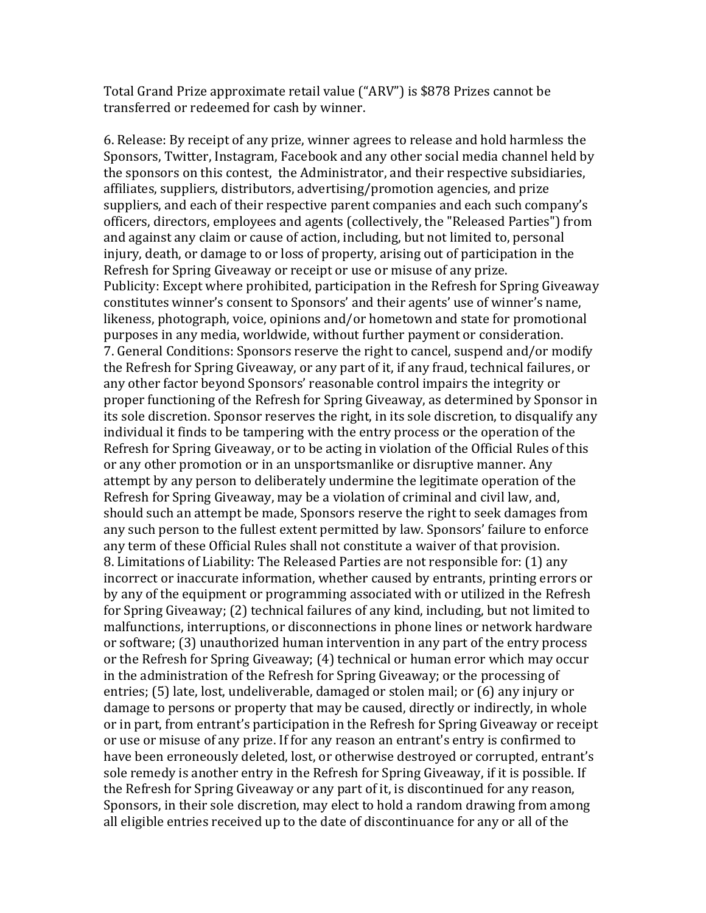Total Grand Prize approximate retail value ("ARV") is $878 Prizes cannot be transferred or redeemed for cash by winner.

6. Release: By receipt of any prize, winner agrees to release and hold harmless the Sponsors, Twitter, Instagram, Facebook and any other social media channel held by the sponsors on this contest, the Administrator, and their respective subsidiaries, affiliates, suppliers, distributors, advertising/promotion agencies, and prize suppliers, and each of their respective parent companies and each such company's officers, directors, employees and agents (collectively, the "Released Parties") from and against any claim or cause of action, including, but not limited to, personal injury, death, or damage to or loss of property, arising out of participation in the Refresh for Spring Giveaway or receipt or use or misuse of any prize.
Publicity: Except where prohibited, participation in the Refresh for Spring Giveaway constitutes winner's consent to Sponsors' and their agents' use of winner's name, likeness, photograph, voice, opinions and/or hometown and state for promotional purposes in any media, worldwide, without further payment or consideration.
7. General Conditions: Sponsors reserve the right to cancel, suspend and/or modify the Refresh for Spring Giveaway, or any part of it, if any fraud, technical failures, or any other factor beyond Sponsors' reasonable control impairs the integrity or proper functioning of the Refresh for Spring Giveaway, as determined by Sponsor in its sole discretion. Sponsor reserves the right, in its sole discretion, to disqualify any individual it finds to be tampering with the entry process or the operation of the Refresh for Spring Giveaway, or to be acting in violation of the Official Rules of this or any other promotion or in an unsportsmanlike or disruptive manner. Any attempt by any person to deliberately undermine the legitimate operation of the Refresh for Spring Giveaway, may be a violation of criminal and civil law, and, should such an attempt be made, Sponsors reserve the right to seek damages from any such person to the fullest extent permitted by law. Sponsors' failure to enforce any term of these Official Rules shall not constitute a waiver of that provision.
8. Limitations of Liability: The Released Parties are not responsible for: (1) any incorrect or inaccurate information, whether caused by entrants, printing errors or by any of the equipment or programming associated with or utilized in the Refresh for Spring Giveaway; (2) technical failures of any kind, including, but not limited to malfunctions, interruptions, or disconnections in phone lines or network hardware or software; (3) unauthorized human intervention in any part of the entry process or the Refresh for Spring Giveaway; (4) technical or human error which may occur in the administration of the Refresh for Spring Giveaway; or the processing of entries; (5) late, lost, undeliverable, damaged or stolen mail; or (6) any injury or damage to persons or property that may be caused, directly or indirectly, in whole or in part, from entrant's participation in the Refresh for Spring Giveaway or receipt or use or misuse of any prize. If for any reason an entrant's entry is confirmed to have been erroneously deleted, lost, or otherwise destroyed or corrupted, entrant's sole remedy is another entry in the Refresh for Spring Giveaway, if it is possible. If the Refresh for Spring Giveaway or any part of it, is discontinued for any reason, Sponsors, in their sole discretion, may elect to hold a random drawing from among all eligible entries received up to the date of discontinuance for any or all of the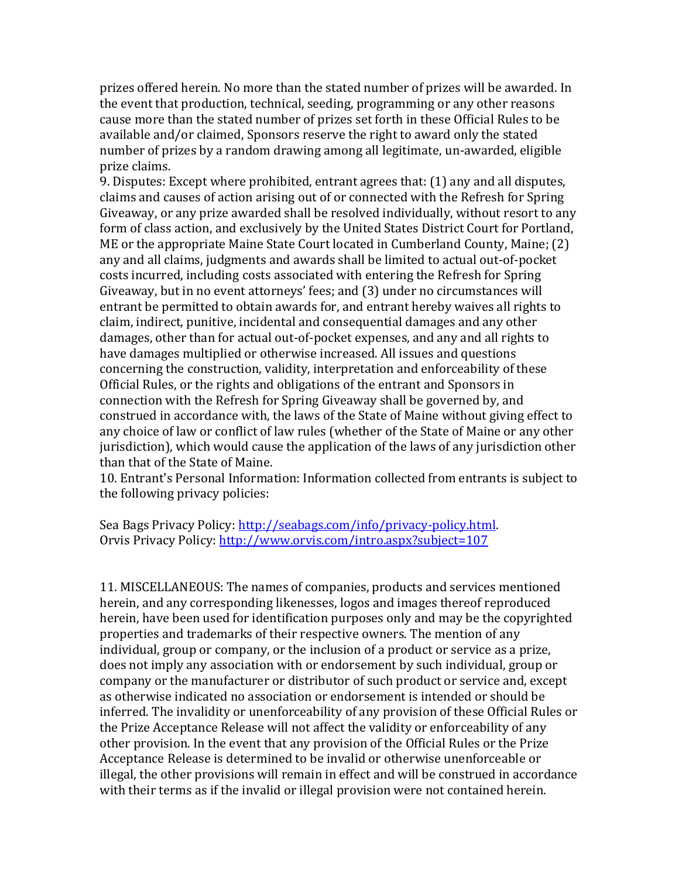prizes offered herein. No more than the stated number of prizes will be awarded. In the event that production, technical, seeding, programming or any other reasons cause more than the stated number of prizes set forth in these Official Rules to be available and/or claimed, Sponsors reserve the right to award only the stated number of prizes by a random drawing among all legitimate, un-awarded, eligible prize claims.

9. Disputes: Except where prohibited, entrant agrees that: (1) any and all disputes, claims and causes of action arising out of or connected with the Refresh for Spring Giveaway, or any prize awarded shall be resolved individually, without resort to any form of class action, and exclusively by the United States District Court for Portland, ME or the appropriate Maine State Court located in Cumberland County, Maine; (2) any and all claims, judgments and awards shall be limited to actual out-of-pocket costs incurred, including costs associated with entering the Refresh for Spring Giveaway, but in no event attorneys' fees; and (3) under no circumstances will entrant be permitted to obtain awards for, and entrant hereby waives all rights to claim, indirect, punitive, incidental and consequential damages and any other damages, other than for actual out-of-pocket expenses, and any and all rights to have damages multiplied or otherwise increased. All issues and questions concerning the construction, validity, interpretation and enforceability of these Official Rules, or the rights and obligations of the entrant and Sponsors in connection with the Refresh for Spring Giveaway shall be governed by, and construed in accordance with, the laws of the State of Maine without giving effect to any choice of law or conflict of law rules (whether of the State of Maine or any other jurisdiction), which would cause the application of the laws of any jurisdiction other than that of the State of Maine.

10. Entrant's Personal Information: Information collected from entrants is subject to the following privacy policies:

Sea Bags Privacy Policy: [http://seabags.com/info/privacy-policy.html](http://seabags.com/info/privacy-policy.html).
Orvis Privacy Policy: [http://www.orvis.com/intro.aspx?subject=107](http://www.orvis.com/intro.aspx?subject=107)

11. MISCELLANEOUS: The names of companies, products and services mentioned herein, and any corresponding likenesses, logos and images thereof reproduced herein, have been used for identification purposes only and may be the copyrighted properties and trademarks of their respective owners. The mention of any individual, group or company, or the inclusion of a product or service as a prize, does not imply any association with or endorsement by such individual, group or company or the manufacturer or distributor of such product or service and, except as otherwise indicated no association or endorsement is intended or should be inferred. The invalidity or unenforceability of any provision of these Official Rules or the Prize Acceptance Release will not affect the validity or enforceability of any other provision. In the event that any provision of the Official Rules or the Prize Acceptance Release is determined to be invalid or otherwise unenforceable or illegal, the other provisions will remain in effect and will be construed in accordance with their terms as if the invalid or illegal provision were not contained herein.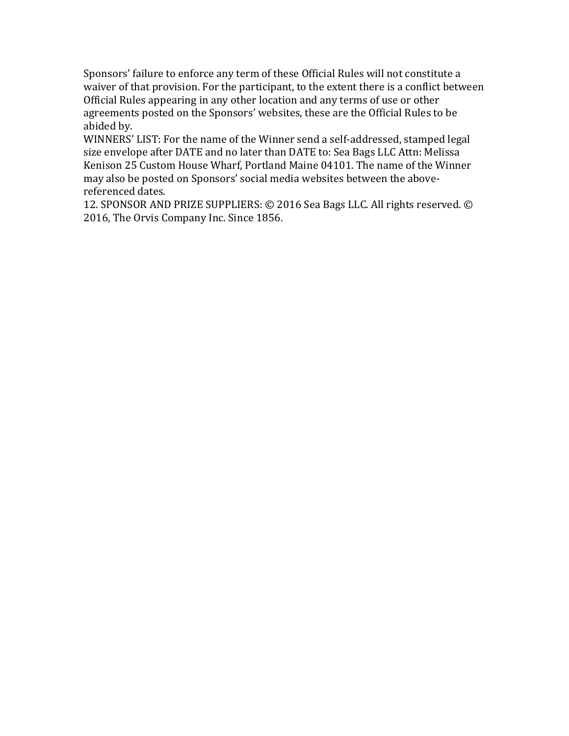Sponsors' failure to enforce any term of these Official Rules will not constitute a waiver of that provision. For the participant, to the extent there is a conflict between Official Rules appearing in any other location and any terms of use or other agreements posted on the Sponsors' websites, these are the Official Rules to be abided by.

WINNERS' LIST: For the name of the Winner send a self-addressed, stamped legal size envelope after DATE and no later than DATE to: Sea Bags LLC Attn: Melissa Kenison 25 Custom House Wharf, Portland Maine 04101. The name of the Winner may also be posted on Sponsors' social media websites between the above-referenced dates.

12. SPONSOR AND PRIZE SUPPLIERS: © 2016 Sea Bags LLC. All rights reserved. © 2016, The Orvis Company Inc. Since 1856.